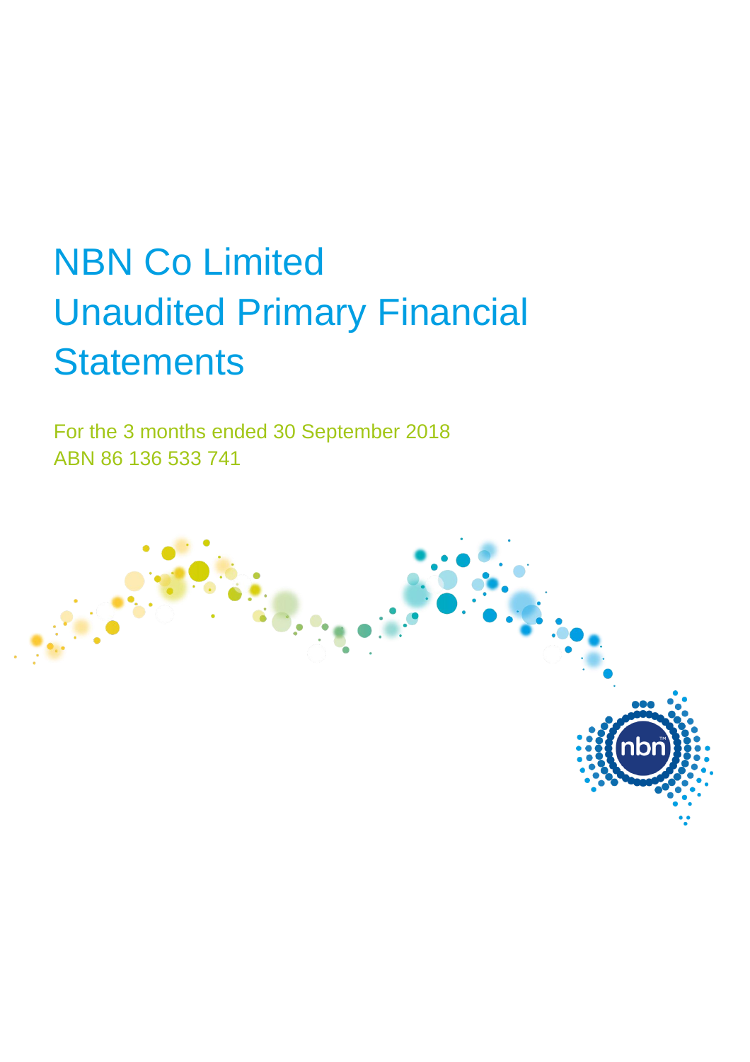# NBN Co Limited
# Unaudited Primary Financial Statements

For the 3 months ended 30 September 2018
ABN 86 136 533 741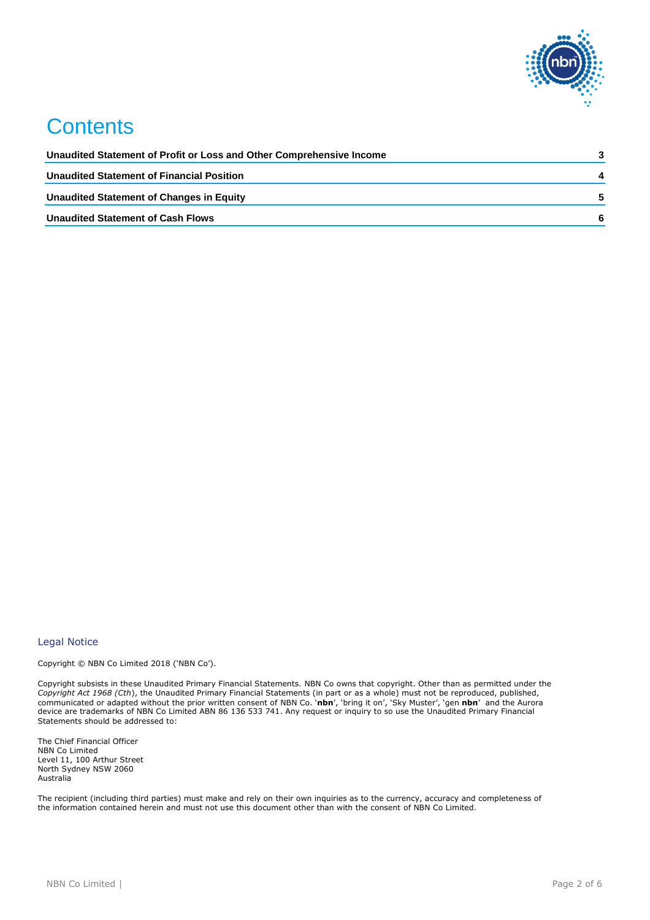# Contents

| | |
|---|---|
| **Unaudited Statement of Profit or Loss and Other Comprehensive Income** | **3** |
| **Unaudited Statement of Financial Position** | **4** |
| **Unaudited Statement of Changes in Equity** | **5** |
| **Unaudited Statement of Cash Flows** | **6** |

## Legal Notice

Copyright © NBN Co Limited 2018 ('NBN Co').

Copyright subsists in these Unaudited Primary Financial Statements. NBN Co owns that copyright. Other than as permitted under the *Copyright Act 1968 (Cth)*, the Unaudited Primary Financial Statements (in part or as a whole) must not be reproduced, published, communicated or adapted without the prior written consent of NBN Co. '**nbn**', 'bring it on', 'Sky Muster', 'gen **nbn**' and the Aurora device are trademarks of NBN Co Limited ABN 86 136 533 741. Any request or inquiry to so use the Unaudited Primary Financial Statements should be addressed to:

The Chief Financial Officer
NBN Co Limited
Level 11, 100 Arthur Street
North Sydney NSW 2060
Australia

The recipient (including third parties) must make and rely on their own inquiries as to the currency, accuracy and completeness of the information contained herein and must not use this document other than with the consent of NBN Co Limited.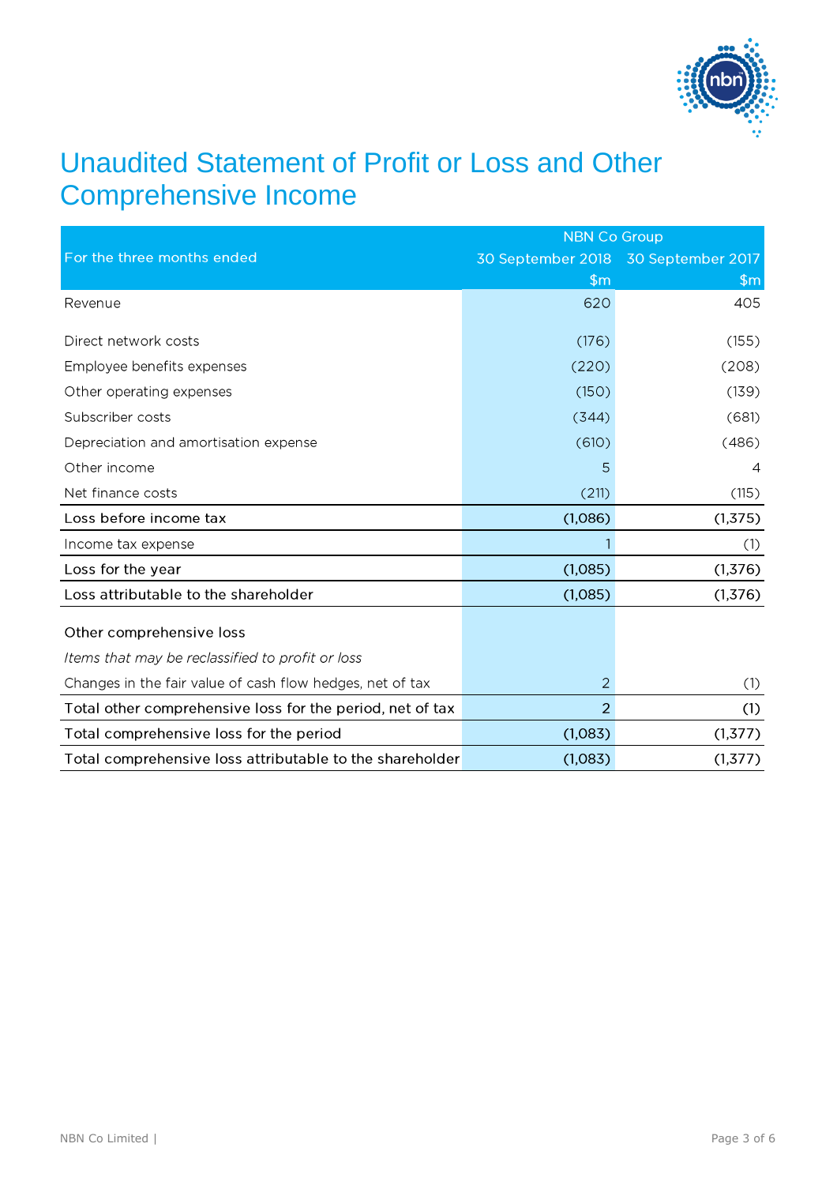# Unaudited Statement of Profit or Loss and Other Comprehensive Income

| For the three months ended | NBN Co Group | |
|---|---|---|
| | 30 September 2018 | 30 September 2017 |
| | $m | $m |
| Revenue | 620 | 405 |
| Direct network costs | (176) | (155) |
| Employee benefits expenses | (220) | (208) |
| Other operating expenses | (150) | (139) |
| Subscriber costs | (344) | (681) |
| Depreciation and amortisation expense | (610) | (486) |
| Other income | 5 | 4 |
| Net finance costs | (211) | (115) |
| Loss before income tax | (1,086) | (1,375) |
| Income tax expense | 1 | (1) |
| Loss for the year | (1,085) | (1,376) |
| Loss attributable to the shareholder | (1,085) | (1,376) |
| Other comprehensive loss | | |
| *Items that may be reclassified to profit or loss* | | |
| Changes in the fair value of cash flow hedges, net of tax | 2 | (1) |
| Total other comprehensive loss for the period, net of tax | 2 | (1) |
| Total comprehensive loss for the period | (1,083) | (1,377) |
| Total comprehensive loss attributable to the shareholder | (1,083) | (1,377) |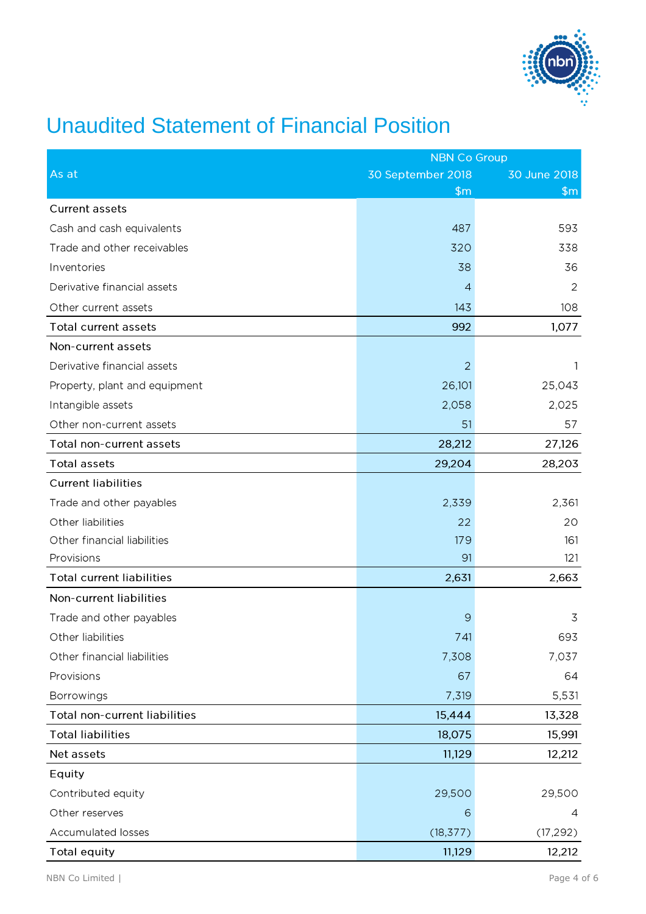# Unaudited Statement of Financial Position

| As at | NBN Co Group | |
|---|---|---|
| | 30 September 2018 | 30 June 2018 |
| | $m | $m |
| **Current assets** | | |
| Cash and cash equivalents | 487 | 593 |
| Trade and other receivables | 320 | 338 |
| Inventories | 38 | 36 |
| Derivative financial assets | 4 | 2 |
| Other current assets | 143 | 108 |
| **Total current assets** | **992** | **1,077** |
| **Non-current assets** | | |
| Derivative financial assets | 2 | 1 |
| Property, plant and equipment | 26,101 | 25,043 |
| Intangible assets | 2,058 | 2,025 |
| Other non-current assets | 51 | 57 |
| **Total non-current assets** | **28,212** | **27,126** |
| **Total assets** | **29,204** | **28,203** |
| **Current liabilities** | | |
| Trade and other payables | 2,339 | 2,361 |
| Other liabilities | 22 | 20 |
| Other financial liabilities | 179 | 161 |
| Provisions | 91 | 121 |
| **Total current liabilities** | **2,631** | **2,663** |
| **Non-current liabilities** | | |
| Trade and other payables | 9 | 3 |
| Other liabilities | 741 | 693 |
| Other financial liabilities | 7,308 | 7,037 |
| Provisions | 67 | 64 |
| Borrowings | 7,319 | 5,531 |
| **Total non-current liabilities** | **15,444** | **13,328** |
| **Total liabilities** | **18,075** | **15,991** |
| **Net assets** | **11,129** | **12,212** |
| **Equity** | | |
| Contributed equity | 29,500 | 29,500 |
| Other reserves | 6 | 4 |
| Accumulated losses | (18,377) | (17,292) |
| **Total equity** | **11,129** | **12,212** |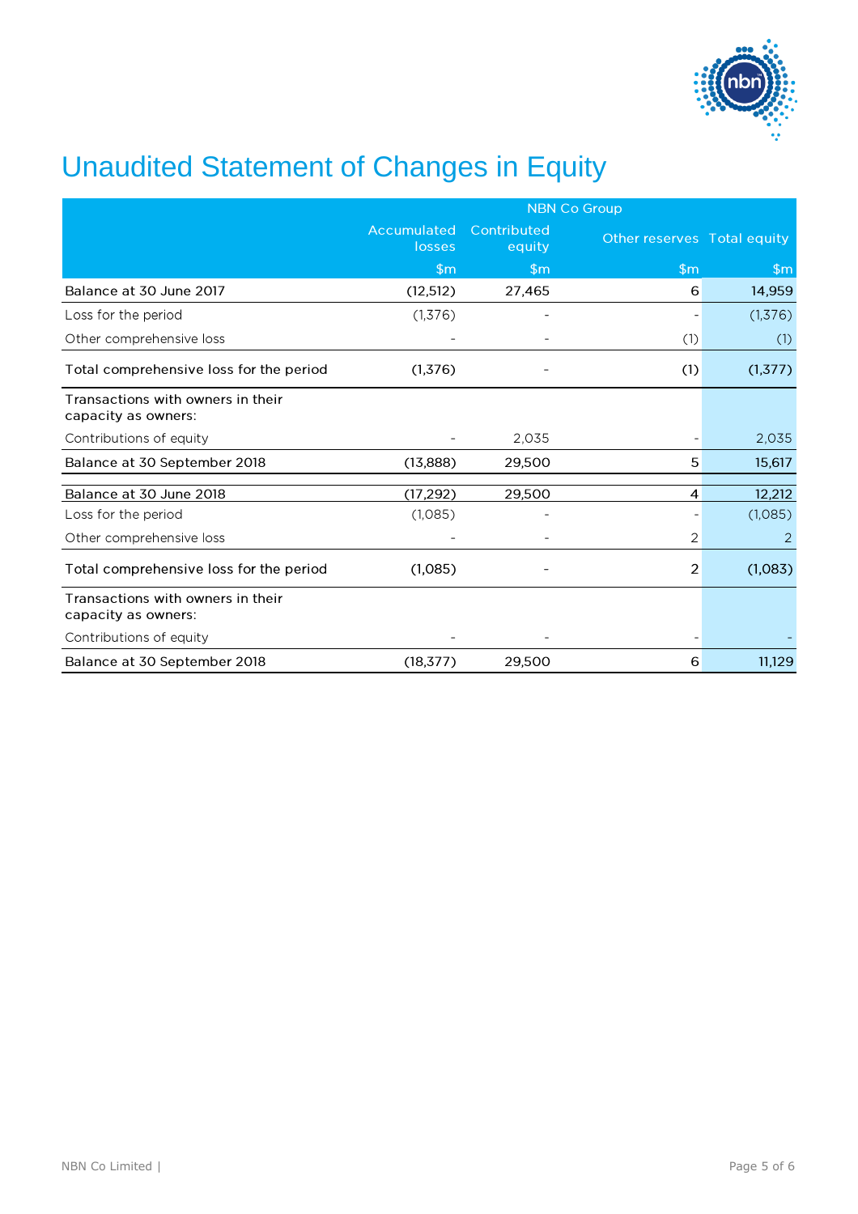# Unaudited Statement of Changes in Equity

| | NBN Co Group | | | |
|---|---|---|---|---|
| | Accumulated losses | Contributed equity | Other reserves | Total equity |
| | $m | $m | $m | $m |
| Balance at 30 June 2017 | (12,512) | 27,465 | 6 | 14,959 |
| Loss for the period | (1,376) | - | - | (1,376) |
| Other comprehensive loss | - | - | (1) | (1) |
| Total comprehensive loss for the period | (1,376) | - | (1) | (1,377) |
| Transactions with owners in their capacity as owners: | | | | |
| Contributions of equity | - | 2,035 | - | 2,035 |
| Balance at 30 September 2018 | (13,888) | 29,500 | 5 | 15,617 |
| Balance at 30 June 2018 | (17,292) | 29,500 | 4 | 12,212 |
| Loss for the period | (1,085) | - | - | (1,085) |
| Other comprehensive loss | - | - | 2 | 2 |
| Total comprehensive loss for the period | (1,085) | - | 2 | (1,083) |
| Transactions with owners in their capacity as owners: | | | | |
| Contributions of equity | - | - | - | - |
| Balance at 30 September 2018 | (18,377) | 29,500 | 6 | 11,129 |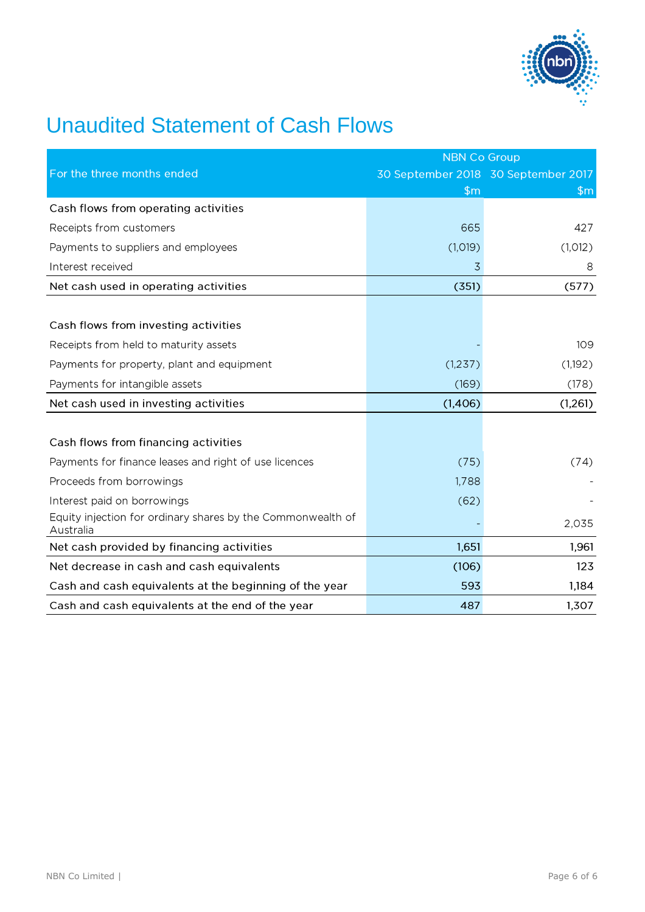# Unaudited Statement of Cash Flows

| For the three months ended | NBN Co Group 30 September 2018 $m | 30 September 2017 $m |
|---|---|---|
| **Cash flows from operating activities** | | |
| Receipts from customers | 665 | 427 |
| Payments to suppliers and employees | (1,019) | (1,012) |
| Interest received | 3 | 8 |
| Net cash used in operating activities | (351) | (577) |
| | | |
| **Cash flows from investing activities** | | |
| Receipts from held to maturity assets | - | 109 |
| Payments for property, plant and equipment | (1,237) | (1,192) |
| Payments for intangible assets | (169) | (178) |
| Net cash used in investing activities | (1,406) | (1,261) |
| | | |
| **Cash flows from financing activities** | | |
| Payments for finance leases and right of use licences | (75) | (74) |
| Proceeds from borrowings | 1,788 | - |
| Interest paid on borrowings | (62) | - |
| Equity injection for ordinary shares by the Commonwealth of Australia | - | 2,035 |
| Net cash provided by financing activities | 1,651 | 1,961 |
| Net decrease in cash and cash equivalents | (106) | 123 |
| Cash and cash equivalents at the beginning of the year | 593 | 1,184 |
| Cash and cash equivalents at the end of the year | 487 | 1,307 |